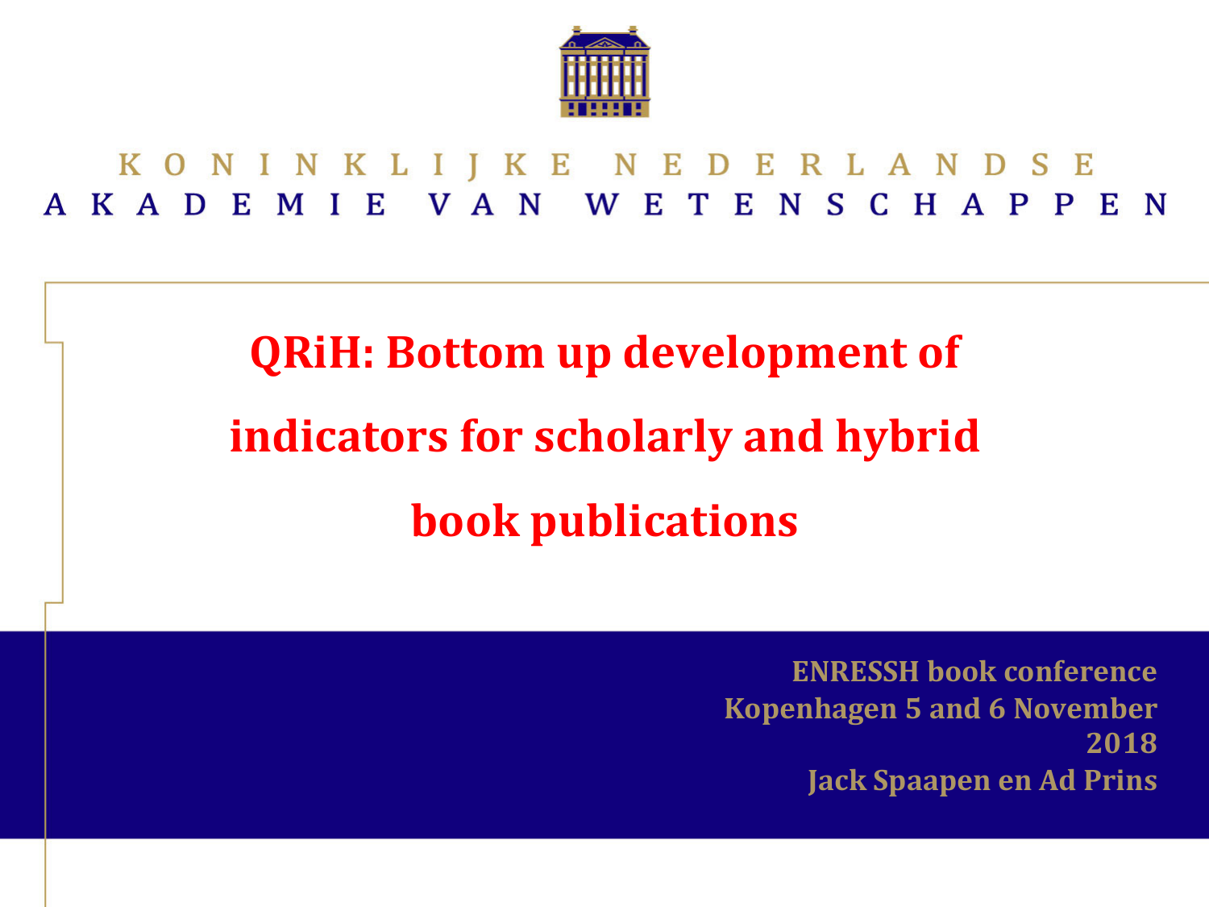KONINKLIJKE NEDERLANDSE AKADEMIE VAN WETENSCHAPPEN

# QRiH: Bottom up development of indicators for scholarly and hybrid book publications

**ENRESSH book conference**
**Kopenhagen 5 and 6 November 2018**
**Jack Spaapen en Ad Prins**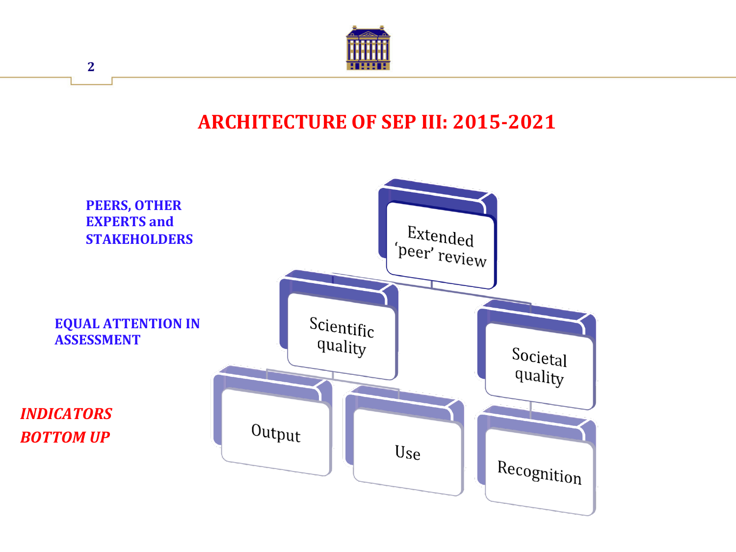# ARCHITECTURE OF SEP III: 2015-2021

**PEERS, OTHER EXPERTS and STAKEHOLDERS**

- Extended 'peer' review

**EQUAL ATTENTION IN ASSESSMENT**

- Scientific quality
- Societal quality

***INDICATORS BOTTOM UP***

- Output
- Use
- Recognition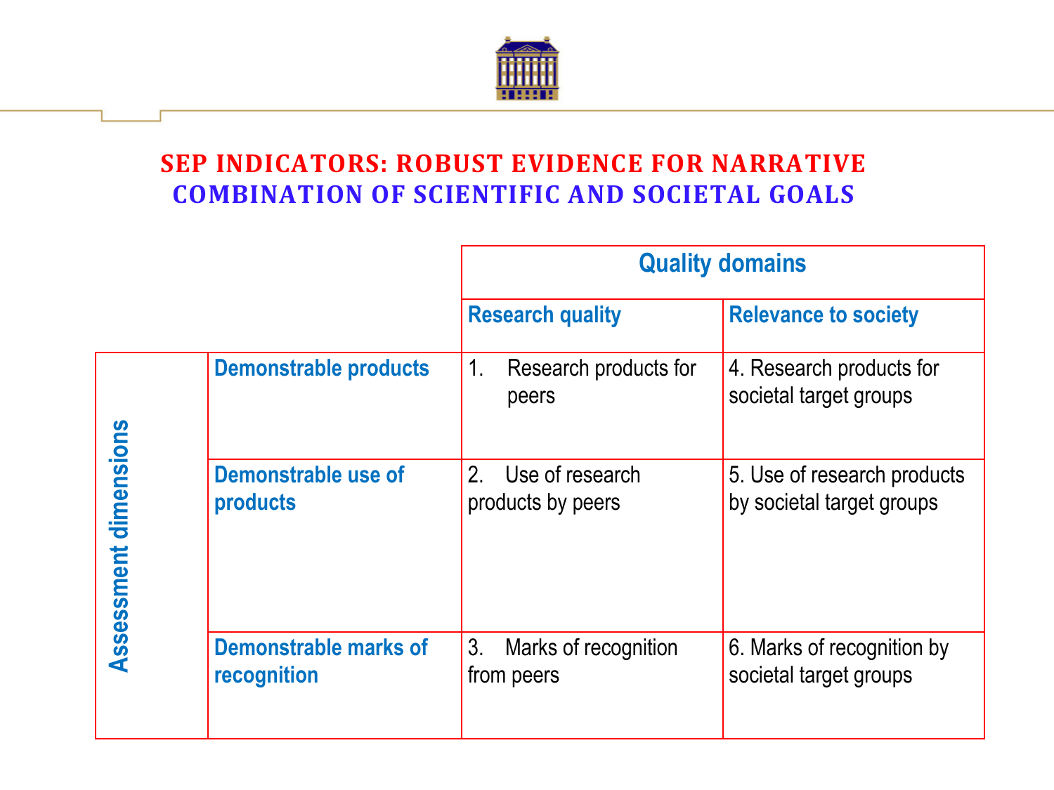## SEP INDICATORS: ROBUST EVIDENCE FOR NARRATIVE
## COMBINATION OF SCIENTIFIC AND SOCIETAL GOALS

| | | Quality domains | |
|---|---|---|---|
| | | **Research quality** | **Relevance to society** |
| **Assessment dimensions** | **Demonstrable products** | 1. Research products for peers | 4. Research products for societal target groups |
| | **Demonstrable use of products** | 2. Use of research products by peers | 5. Use of research products by societal target groups |
| | **Demonstrable marks of recognition** | 3. Marks of recognition from peers | 6. Marks of recognition by societal target groups |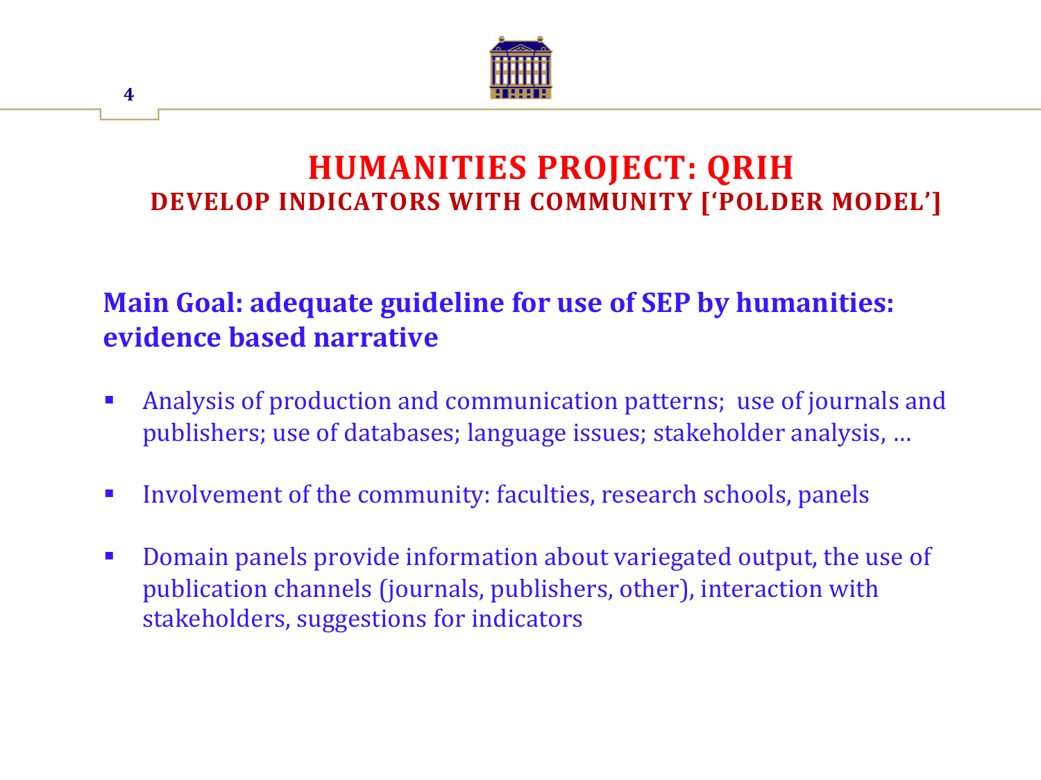# HUMANITIES PROJECT: QRIH

## DEVELOP INDICATORS WITH COMMUNITY ['POLDER MODEL']

**Main Goal: adequate guideline for use of SEP by humanities: evidence based narrative**

- Analysis of production and communication patterns; use of journals and publishers; use of databases; language issues; stakeholder analysis, …
- Involvement of the community: faculties, research schools, panels
- Domain panels provide information about variegated output, the use of publication channels (journals, publishers, other), interaction with stakeholders, suggestions for indicators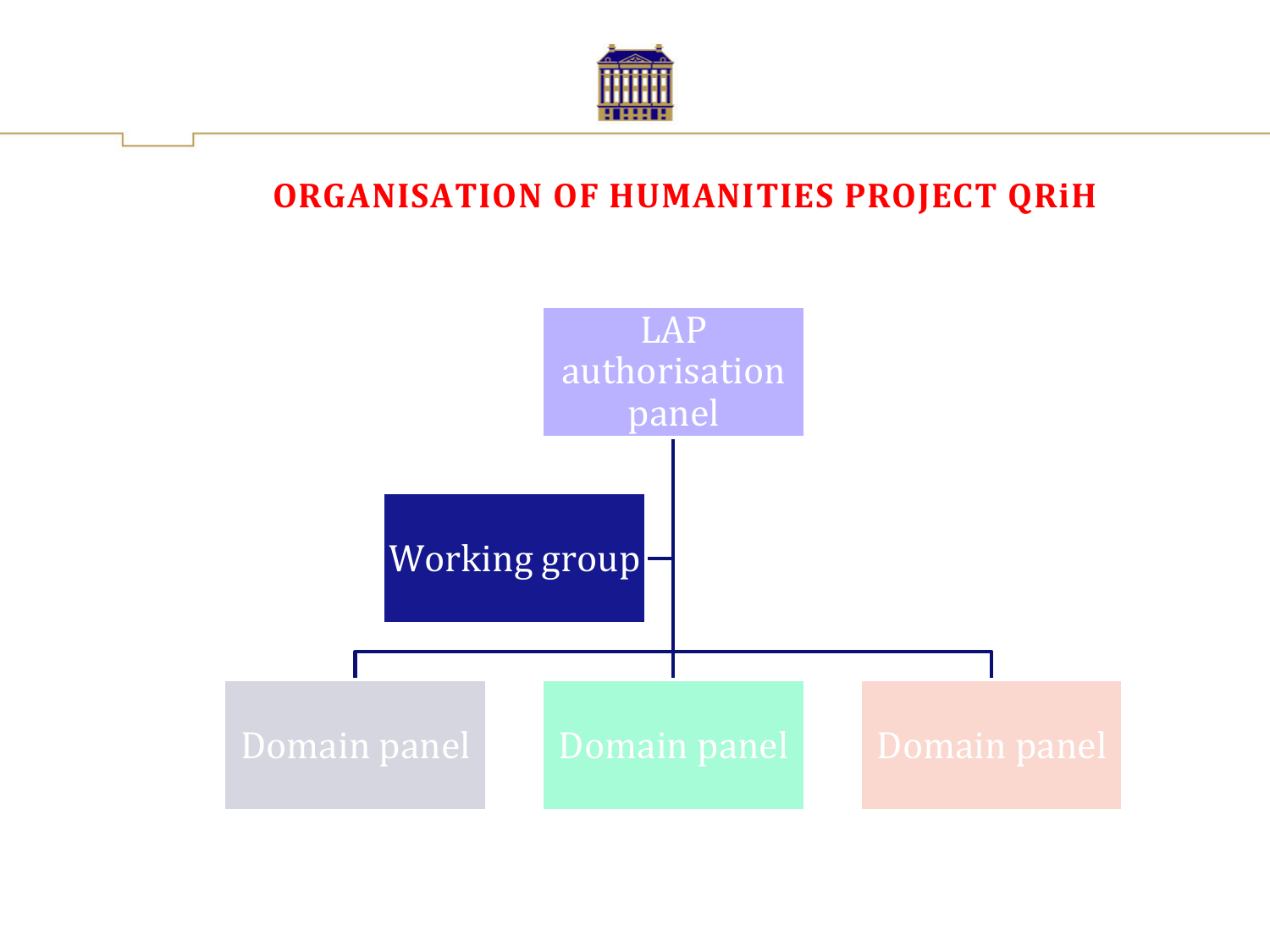# ORGANISATION OF HUMANITIES PROJECT QRiH

- LAP authorisation panel
  - Working group
  - Domain panel
  - Domain panel
  - Domain panel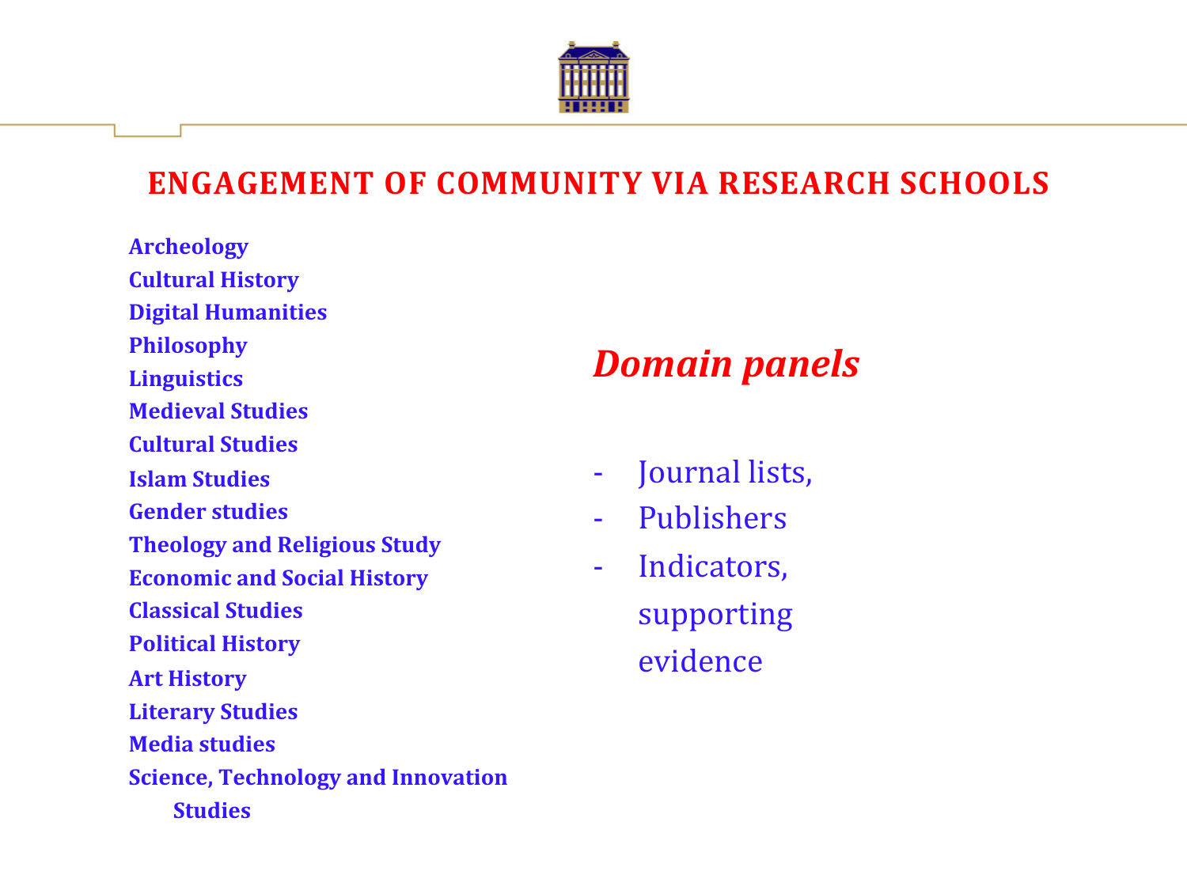# ENGAGEMENT OF COMMUNITY VIA RESEARCH SCHOOLS

**Archeology**
**Cultural History**
**Digital Humanities**
**Philosophy**
**Linguistics**
**Medieval Studies**
**Cultural Studies**
**Islam Studies**
**Gender studies**
**Theology and Religious Study**
**Economic and Social History**
**Classical Studies**
**Political History**
**Art History**
**Literary Studies**
**Media studies**
**Science, Technology and Innovation Studies**

## *Domain panels*

- Journal lists,
- Publishers
- Indicators, supporting evidence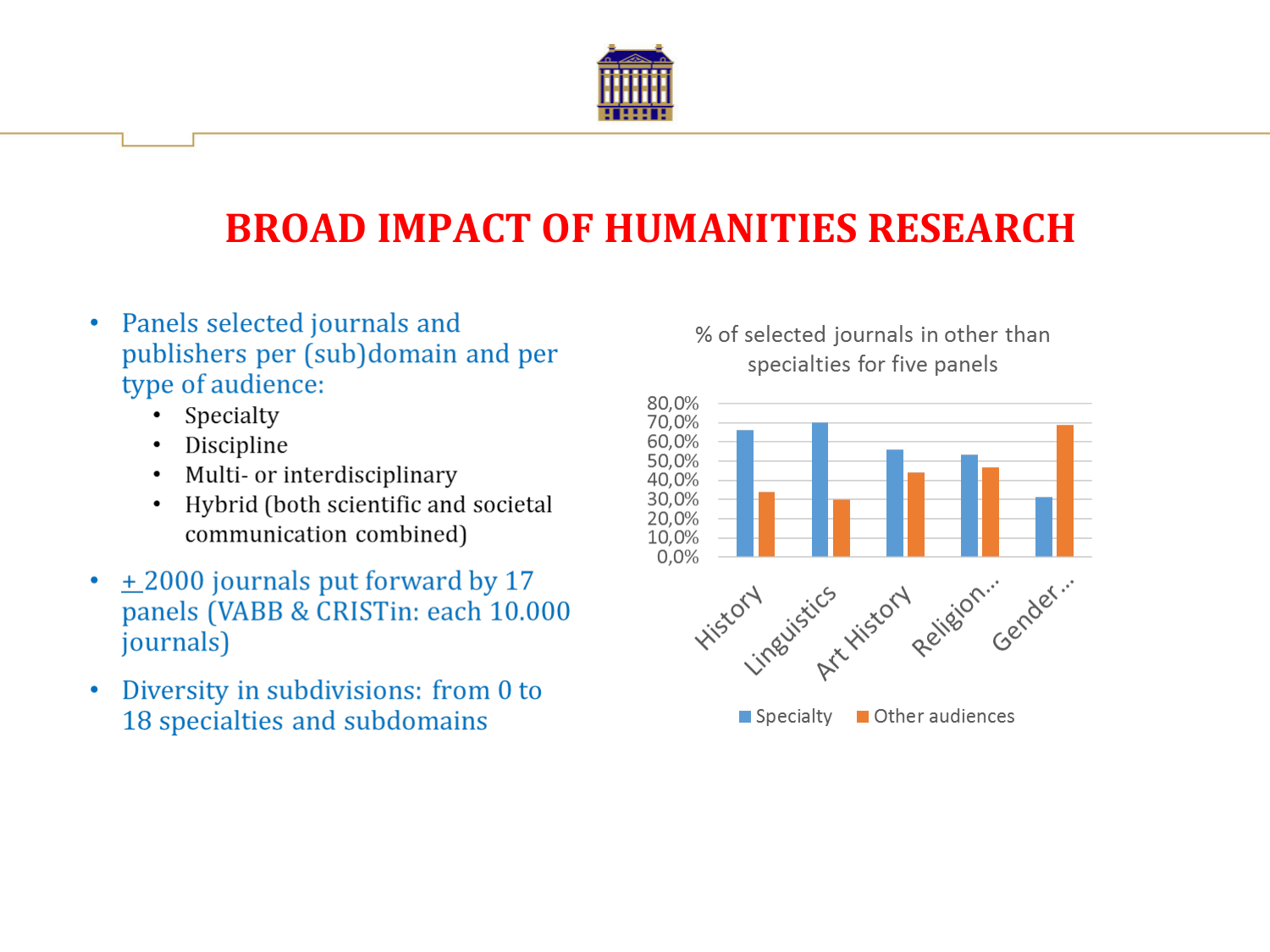# BROAD IMPACT OF HUMANITIES RESEARCH

- Panels selected journals and publishers per (sub)domain and per type of audience:
  - Specialty
  - Discipline
  - Multi- or interdisciplinary
  - Hybrid (both scientific and societal communication combined)
- ± 2000 journals put forward by 17 panels (VABB & CRISTin: each 10.000 journals)
- Diversity in subdivisions: from 0 to 18 specialties and subdomains

% of selected journals in other than specialties for five panels

| | Specialty | Other audiences |
|---|---|---|
| History | ~66% | ~34% |
| Linguistics | ~70% | ~30% |
| Art History | ~56% | ~44% |
| Religion… | ~53% | ~47% |
| Gender… | ~31% | ~69% |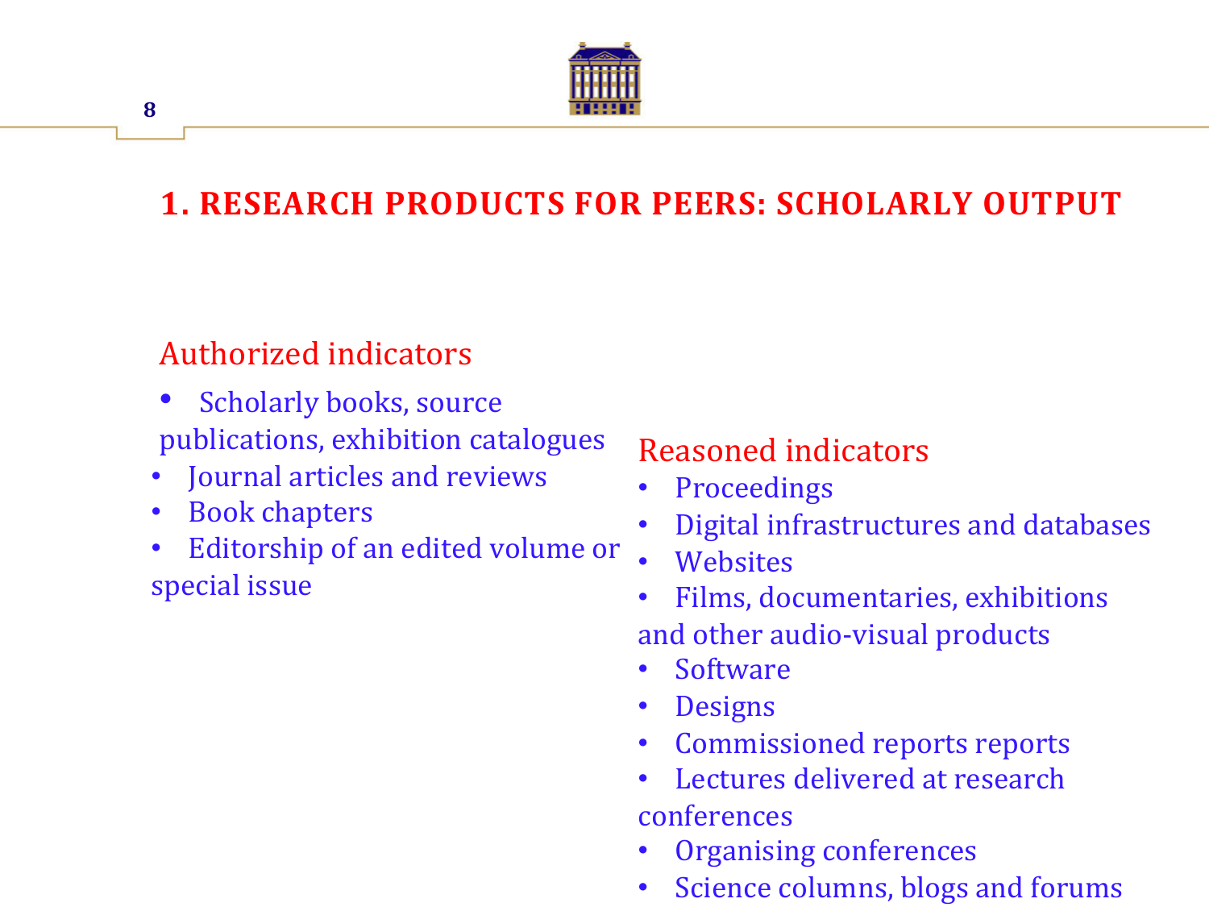# 1. RESEARCH PRODUCTS FOR PEERS: SCHOLARLY OUTPUT

## Authorized indicators

- Scholarly books, source publications, exhibition catalogues
- Journal articles and reviews
- Book chapters
- Editorship of an edited volume or special issue

## Reasoned indicators

- Proceedings
- Digital infrastructures and databases
- Websites
- Films, documentaries, exhibitions and other audio-visual products
- Software
- Designs
- Commissioned reports reports
- Lectures delivered at research conferences
- Organising conferences
- Science columns, blogs and forums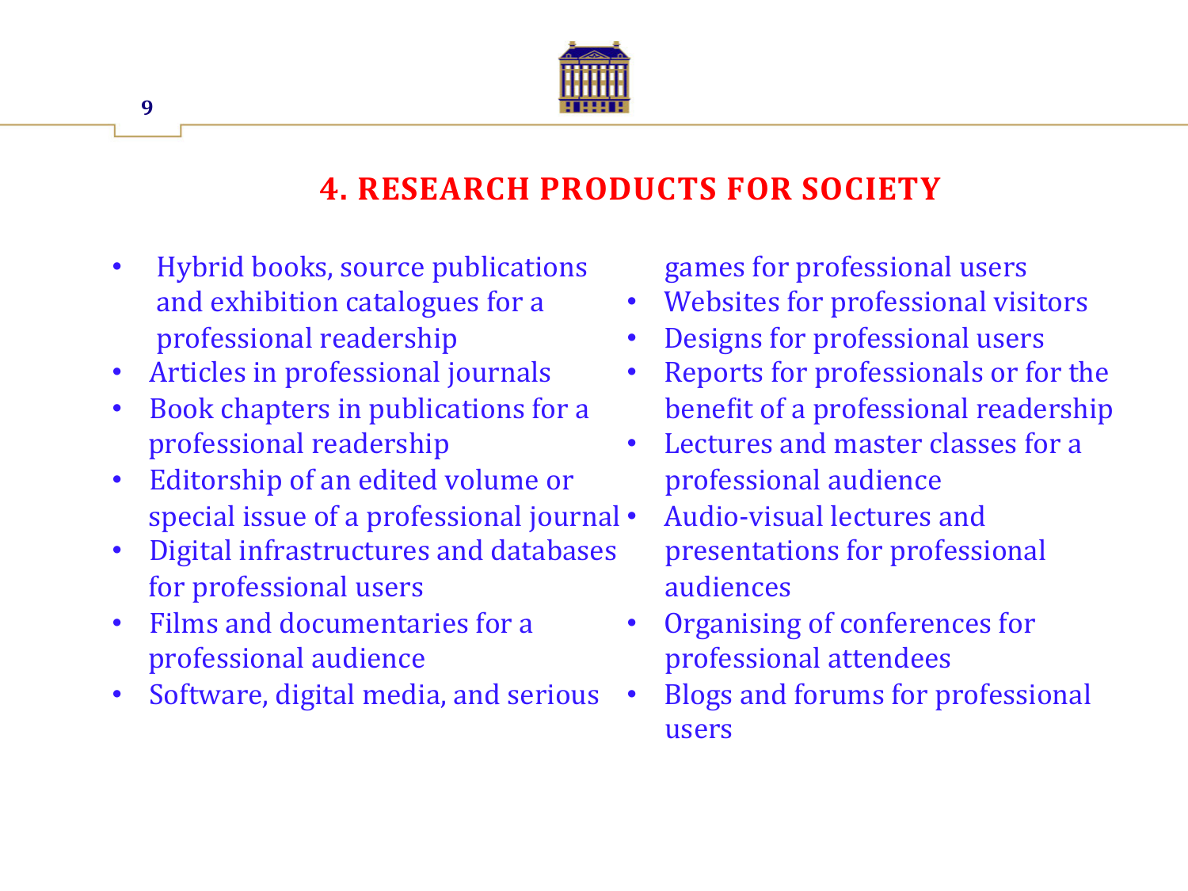## 4. RESEARCH PRODUCTS FOR SOCIETY

- Hybrid books, source publications and exhibition catalogues for a professional readership
- Articles in professional journals
- Book chapters in publications for a professional readership
- Editorship of an edited volume or special issue of a professional journal
- Digital infrastructures and databases for professional users
- Films and documentaries for a professional audience
- Software, digital media, and serious games for professional users
- Websites for professional visitors
- Designs for professional users
- Reports for professionals or for the benefit of a professional readership
- Lectures and master classes for a professional audience
- Audio-visual lectures and presentations for professional audiences
- Organising of conferences for professional attendees
- Blogs and forums for professional users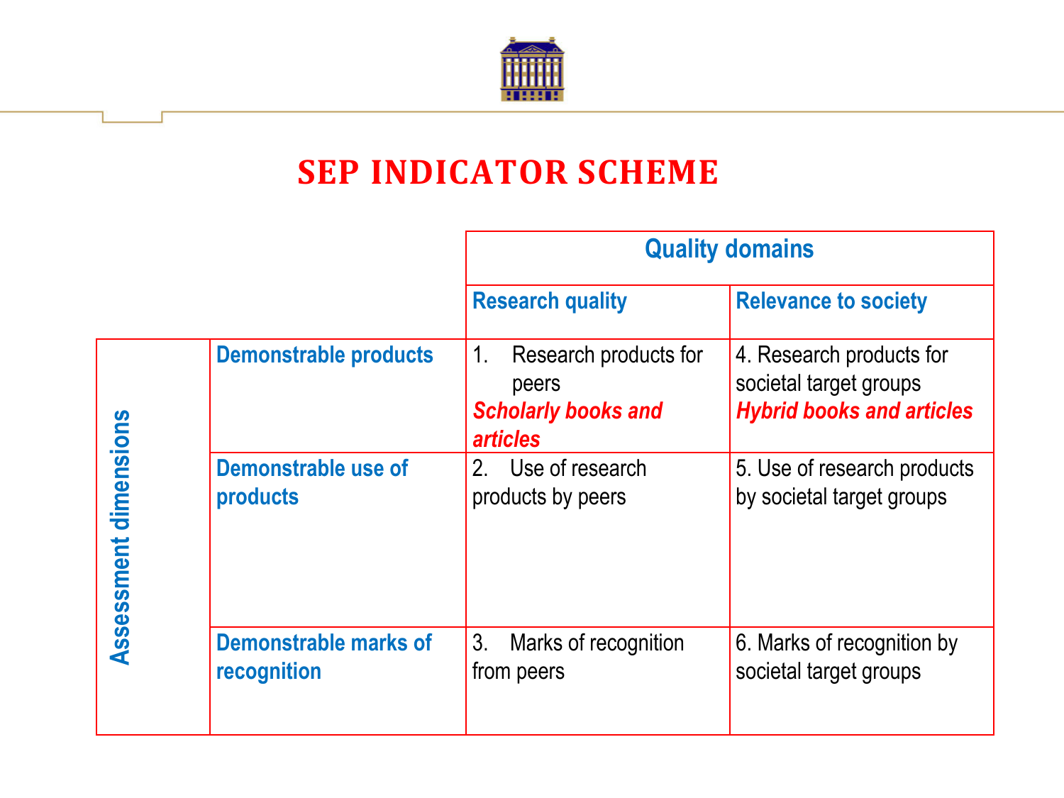# SEP INDICATOR SCHEME

| | | Quality domains | |
|---|---|---|---|
| | | **Research quality** | **Relevance to society** |
| **Assessment dimensions** | **Demonstrable products** | 1. Research products for peers *Scholarly books and articles* | 4. Research products for societal target groups *Hybrid books and articles* |
| | **Demonstrable use of products** | 2. Use of research products by peers | 5. Use of research products by societal target groups |
| | **Demonstrable marks of recognition** | 3. Marks of recognition from peers | 6. Marks of recognition by societal target groups |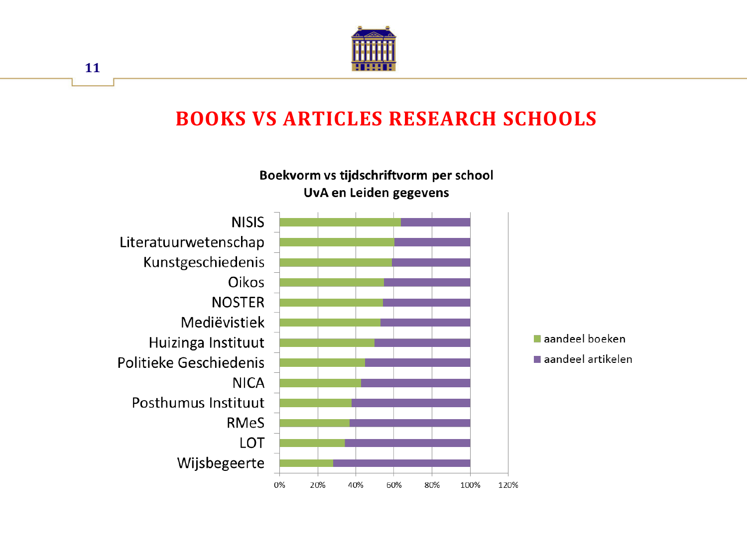# BOOKS VS ARTICLES RESEARCH SCHOOLS

**Boekvorm vs tijdschriftvorm per school**
**UvA en Leiden gegevens**

| School | aandeel boeken | aandeel artikelen |
|---|---|---|
| NISIS | | |
| Literatuurwetenschap | | |
| Kunstgeschiedenis | | |
| Oikos | | |
| NOSTER | | |
| Mediëvistiek | | |
| Huizinga Instituut | | |
| Politieke Geschiedenis | | |
| NICA | | |
| Posthumus Instituut | | |
| RMeS | | |
| LOT | | |
| Wijsbegeerte | | |

0% 20% 40% 60% 80% 100% 120%

- aandeel boeken
- aandeel artikelen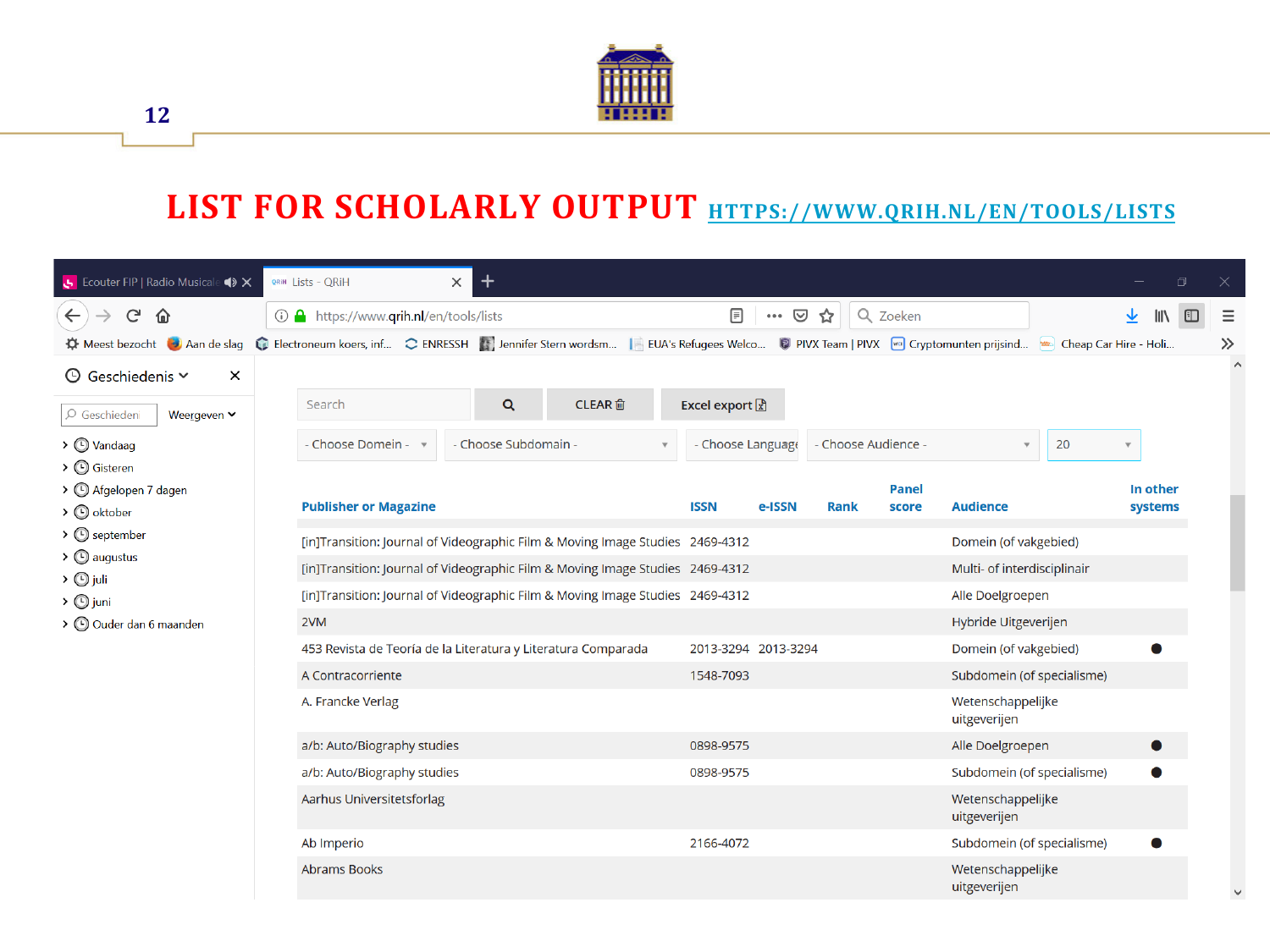# LIST FOR SCHOLARLY OUTPUT HTTPS://WWW.QRIH.NL/EN/TOOLS/LISTS

| Publisher or Magazine | ISSN | e-ISSN | Rank | Panel score | Audience | In other systems |
|---|---|---|---|---|---|---|
| [in]Transition: Journal of Videographic Film & Moving Image Studies | 2469-4312 | | | | Domein (of vakgebied) | |
| [in]Transition: Journal of Videographic Film & Moving Image Studies | 2469-4312 | | | | Multi- of interdisciplinair | |
| [in]Transition: Journal of Videographic Film & Moving Image Studies | 2469-4312 | | | | Alle Doelgroepen | |
| 2VM | | | | | Hybride Uitgeverijen | |
| 453 Revista de Teoría de la Literatura y Literatura Comparada | 2013-3294 | 2013-3294 | | | Domein (of vakgebied) | ● |
| A Contracorriente | 1548-7093 | | | | Subdomein (of specialisme) | |
| A. Francke Verlag | | | | | Wetenschappelijke uitgeverijen | |
| a/b: Auto/Biography studies | 0898-9575 | | | | Alle Doelgroepen | ● |
| a/b: Auto/Biography studies | 0898-9575 | | | | Subdomein (of specialisme) | ● |
| Aarhus Universitetsforlag | | | | | Wetenschappelijke uitgeverijen | |
| Ab Imperio | 2166-4072 | | | | Subdomein (of specialisme) | ● |
| Abrams Books | | | | | Wetenschappelijke uitgeverijen | |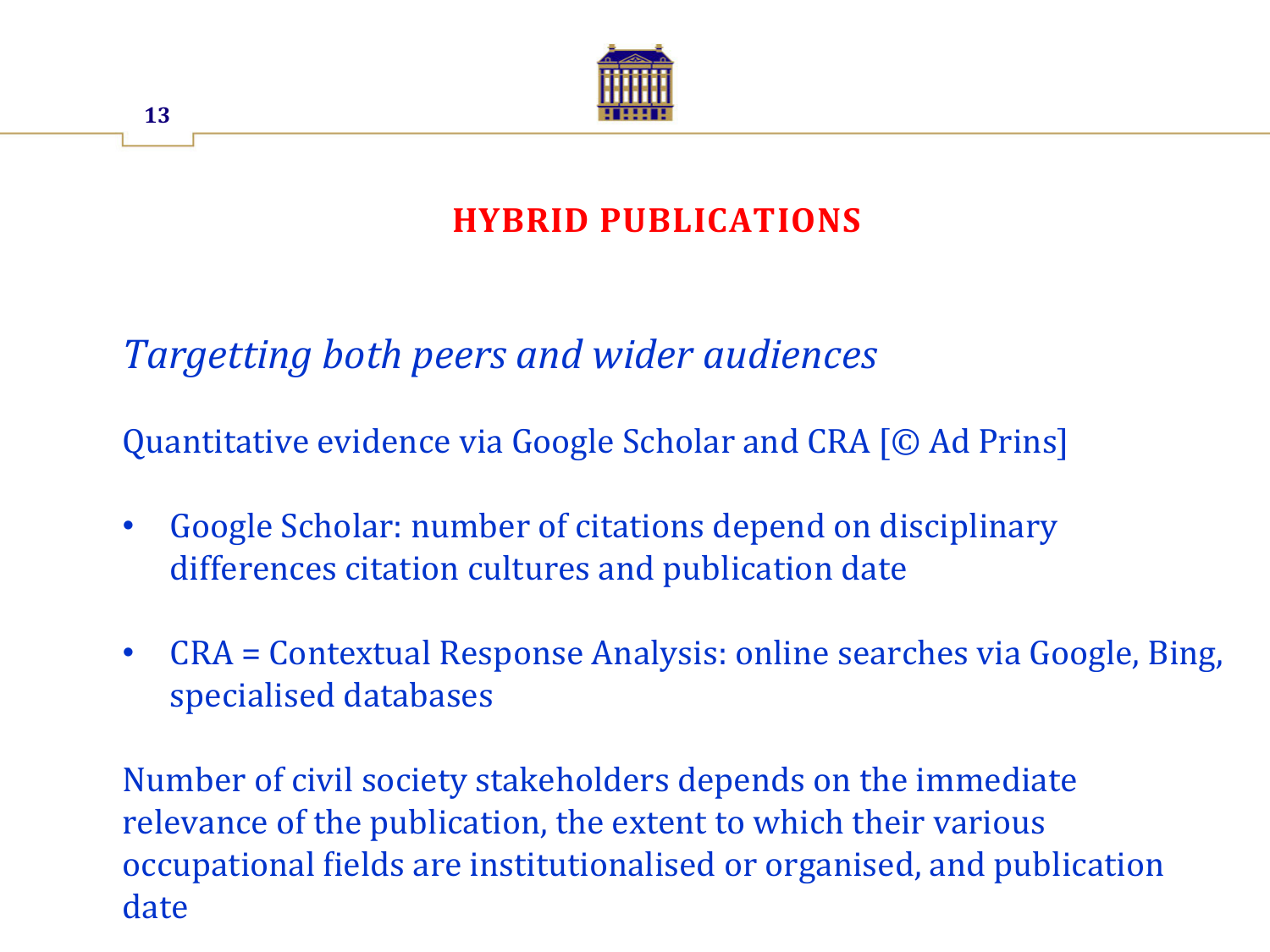## HYBRID PUBLICATIONS

*Targetting both peers and wider audiences*

Quantitative evidence via Google Scholar and CRA [© Ad Prins]

- Google Scholar: number of citations depend on disciplinary differences citation cultures and publication date
- CRA = Contextual Response Analysis: online searches via Google, Bing, specialised databases

Number of civil society stakeholders depends on the immediate relevance of the publication, the extent to which their various occupational fields are institutionalised or organised, and publication date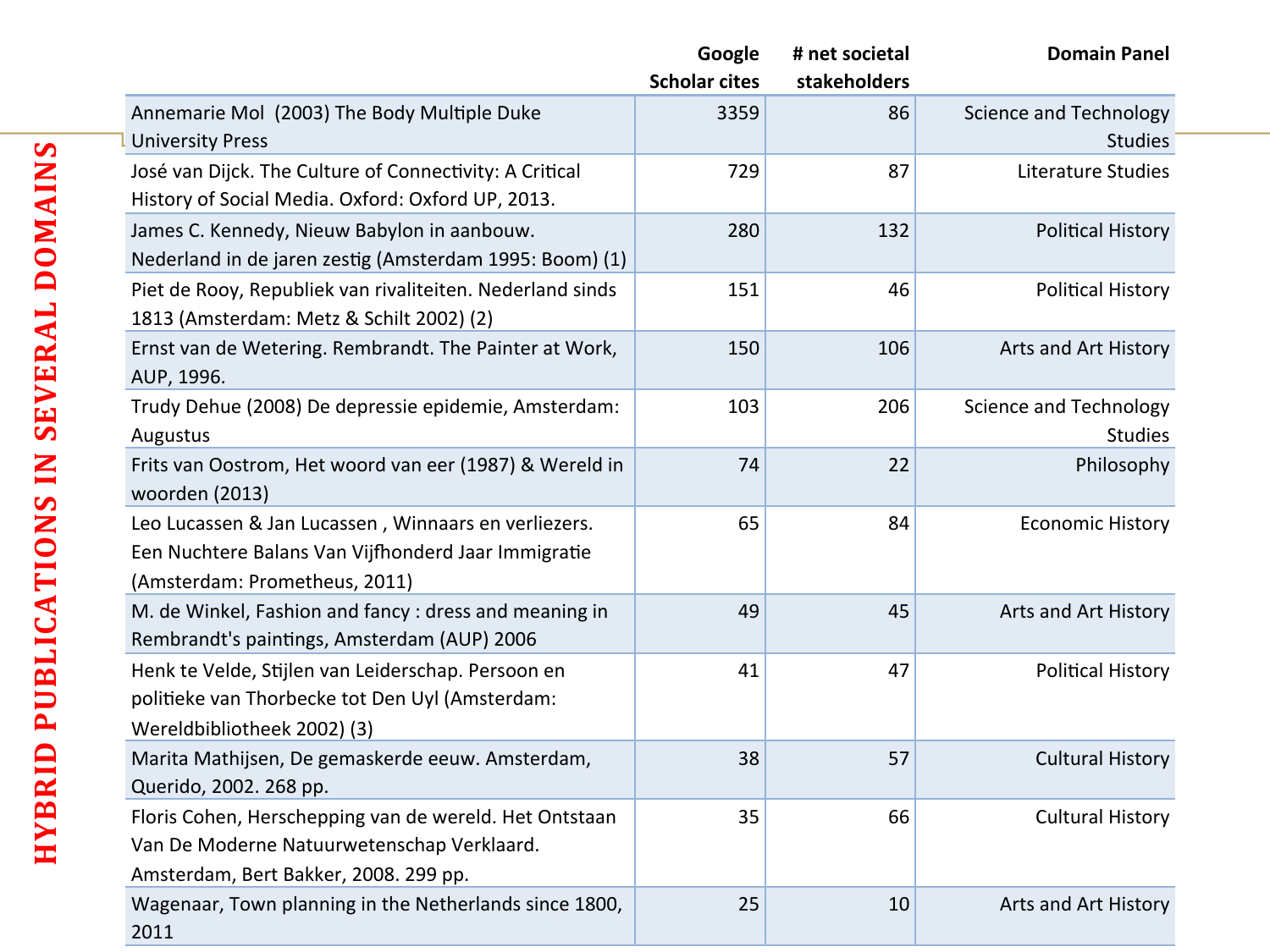# HYBRID PUBLICATIONS IN SEVERAL DOMAINS

| | Google Scholar cites | # net societal stakeholders | Domain Panel |
|---|---|---|---|
| Annemarie Mol (2003) The Body Multiple Duke University Press | 3359 | 86 | Science and Technology Studies |
| José van Dijck. The Culture of Connectivity: A Critical History of Social Media. Oxford: Oxford UP, 2013. | 729 | 87 | Literature Studies |
| James C. Kennedy, Nieuw Babylon in aanbouw. Nederland in de jaren zestig (Amsterdam 1995: Boom) (1) | 280 | 132 | Political History |
| Piet de Rooy, Republiek van rivaliteiten. Nederland sinds 1813 (Amsterdam: Metz & Schilt 2002) (2) | 151 | 46 | Political History |
| Ernst van de Wetering. Rembrandt. The Painter at Work, AUP, 1996. | 150 | 106 | Arts and Art History |
| Trudy Dehue (2008) De depressie epidemie, Amsterdam: Augustus | 103 | 206 | Science and Technology Studies |
| Frits van Oostrom, Het woord van eer (1987) & Wereld in woorden (2013) | 74 | 22 | Philosophy |
| Leo Lucassen & Jan Lucassen , Winnaars en verliezers. Een Nuchtere Balans Van Vijfhonderd Jaar Immigratie (Amsterdam: Prometheus, 2011) | 65 | 84 | Economic History |
| M. de Winkel, Fashion and fancy : dress and meaning in Rembrandt's paintings, Amsterdam (AUP) 2006 | 49 | 45 | Arts and Art History |
| Henk te Velde, Stijlen van Leiderschap. Persoon en politieke van Thorbecke tot Den Uyl (Amsterdam: Wereldbibliotheek 2002) (3) | 41 | 47 | Political History |
| Marita Mathijsen, De gemaskerde eeuw. Amsterdam, Querido, 2002. 268 pp. | 38 | 57 | Cultural History |
| Floris Cohen, Herschepping van de wereld. Het Ontstaan Van De Moderne Natuurwetenschap Verklaard. Amsterdam, Bert Bakker, 2008. 299 pp. | 35 | 66 | Cultural History |
| Wagenaar, Town planning in the Netherlands since 1800, 2011 | 25 | 10 | Arts and Art History |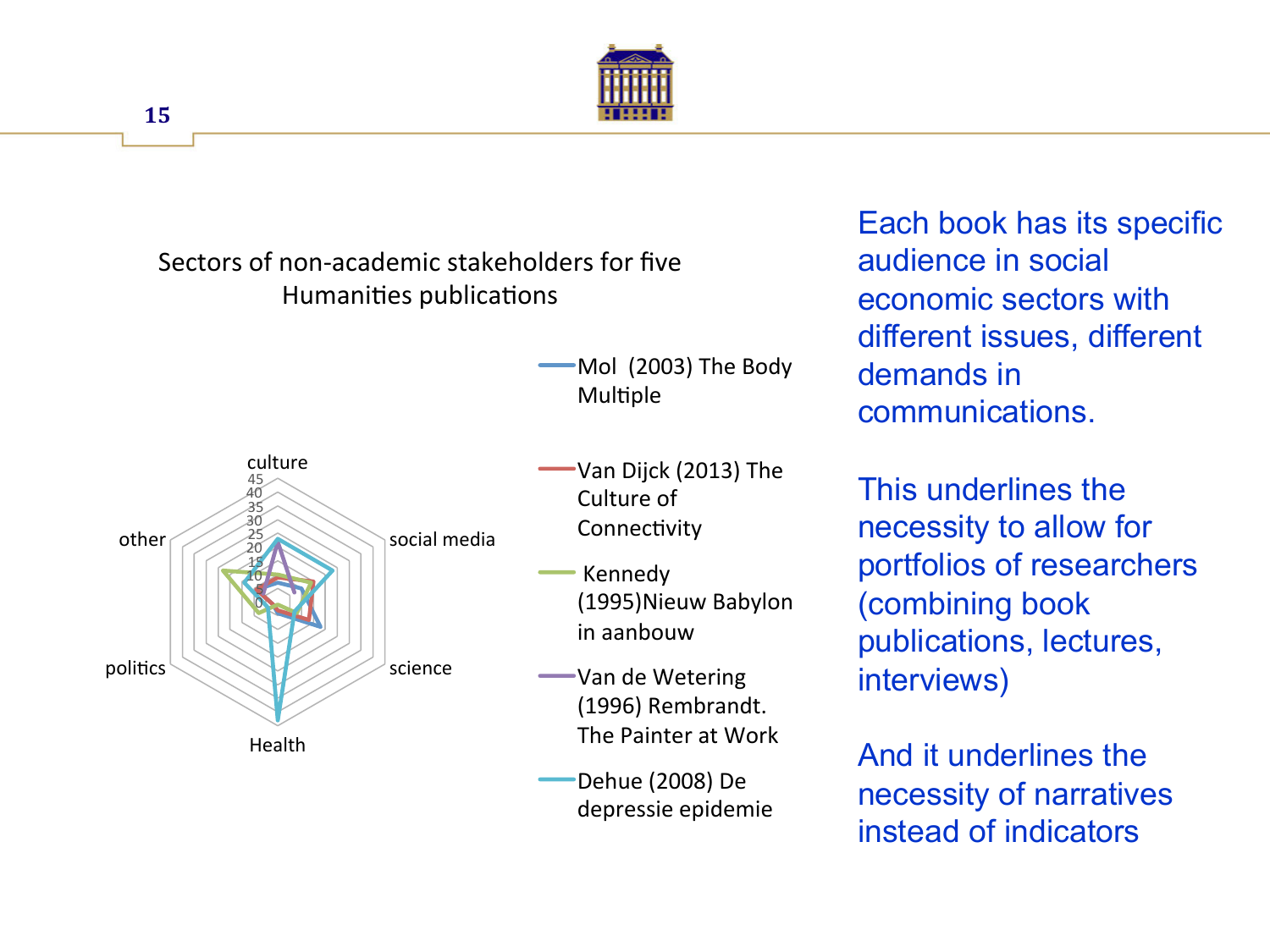Sectors of non-academic stakeholders for five Humanities publications

culture

45
40
35
30
25
20
15
10
5
0

other

social media

politics

science

Health

- Mol (2003) The Body Multiple
- Van Dijck (2013) The Culture of Connectivity
- Kennedy (1995)Nieuw Babylon in aanbouw
- Van de Wetering (1996) Rembrandt. The Painter at Work
- Dehue (2008) De depressie epidemie

Each book has its specific audience in social economic sectors with different issues, different demands in communications.

This underlines the necessity to allow for portfolios of researchers (combining book publications, lectures, interviews)

And it underlines the necessity of narratives instead of indicators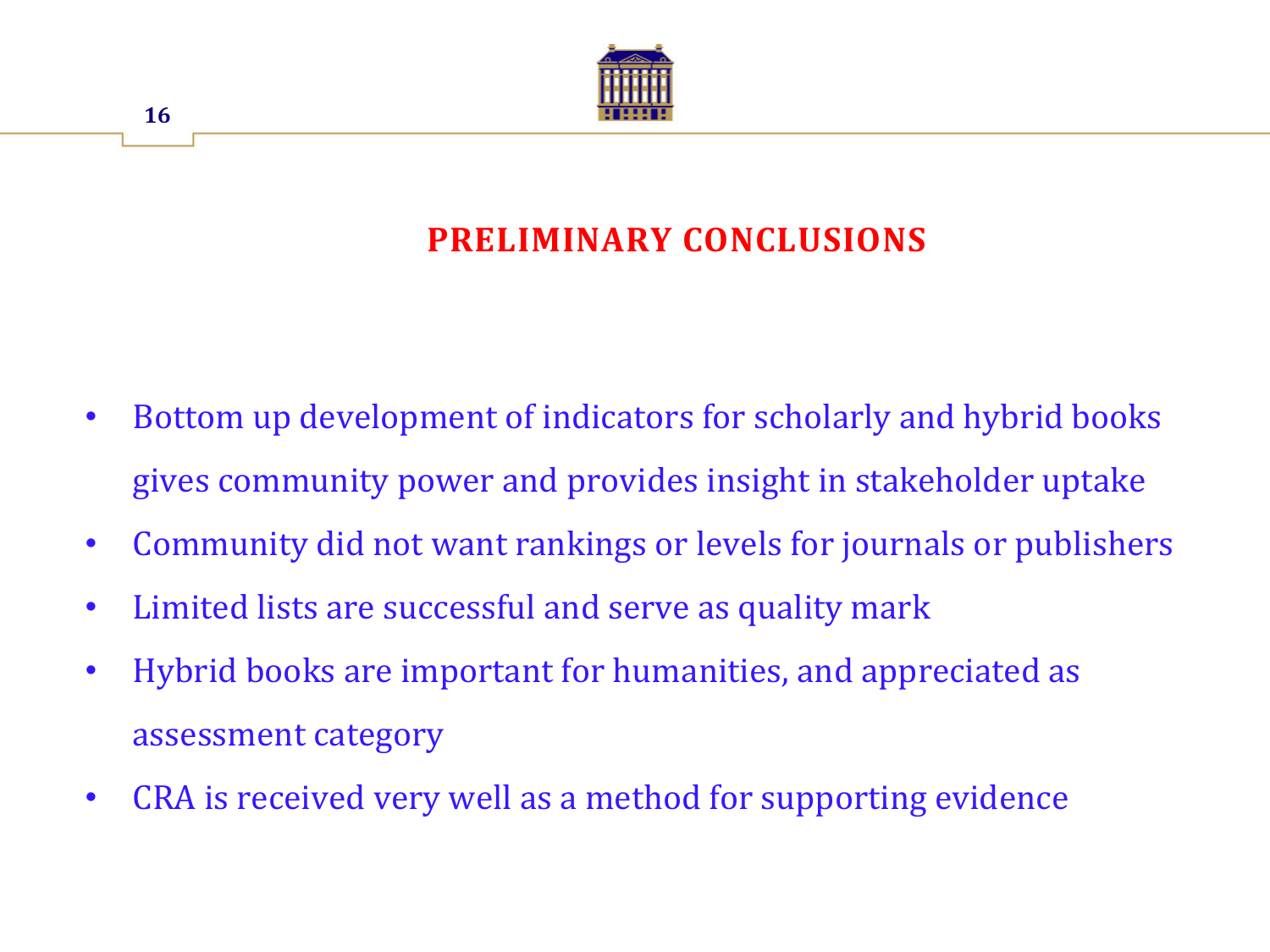## PRELIMINARY CONCLUSIONS

- Bottom up development of indicators for scholarly and hybrid books gives community power and provides insight in stakeholder uptake
- Community did not want rankings or levels for journals or publishers
- Limited lists are successful and serve as quality mark
- Hybrid books are important for humanities, and appreciated as assessment category
- CRA is received very well as a method for supporting evidence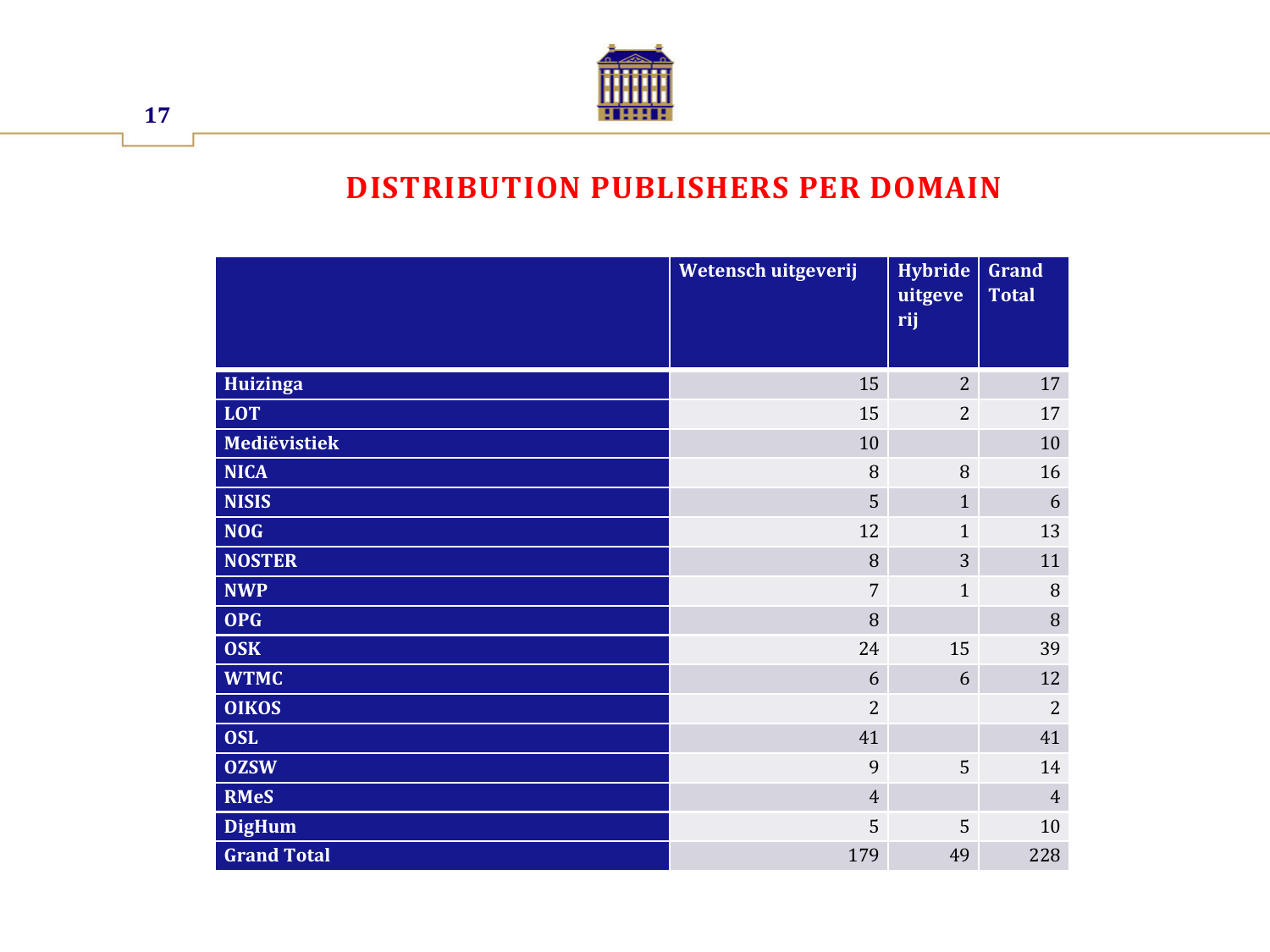# DISTRIBUTION PUBLISHERS PER DOMAIN

| | Wetensch uitgeverij | Hybride uitgeverij | Grand Total |
|---|---|---|---|
| **Huizinga** | 15 | 2 | 17 |
| **LOT** | 15 | 2 | 17 |
| **Mediëvistiek** | 10 | | 10 |
| **NICA** | 8 | 8 | 16 |
| **NISIS** | 5 | 1 | 6 |
| **NOG** | 12 | 1 | 13 |
| **NOSTER** | 8 | 3 | 11 |
| **NWP** | 7 | 1 | 8 |
| **OPG** | 8 | | 8 |
| **OSK** | 24 | 15 | 39 |
| **WTMC** | 6 | 6 | 12 |
| **OIKOS** | 2 | | 2 |
| **OSL** | 41 | | 41 |
| **OZSW** | 9 | 5 | 14 |
| **RMeS** | 4 | | 4 |
| **DigHum** | 5 | 5 | 10 |
| **Grand Total** | 179 | 49 | 228 |